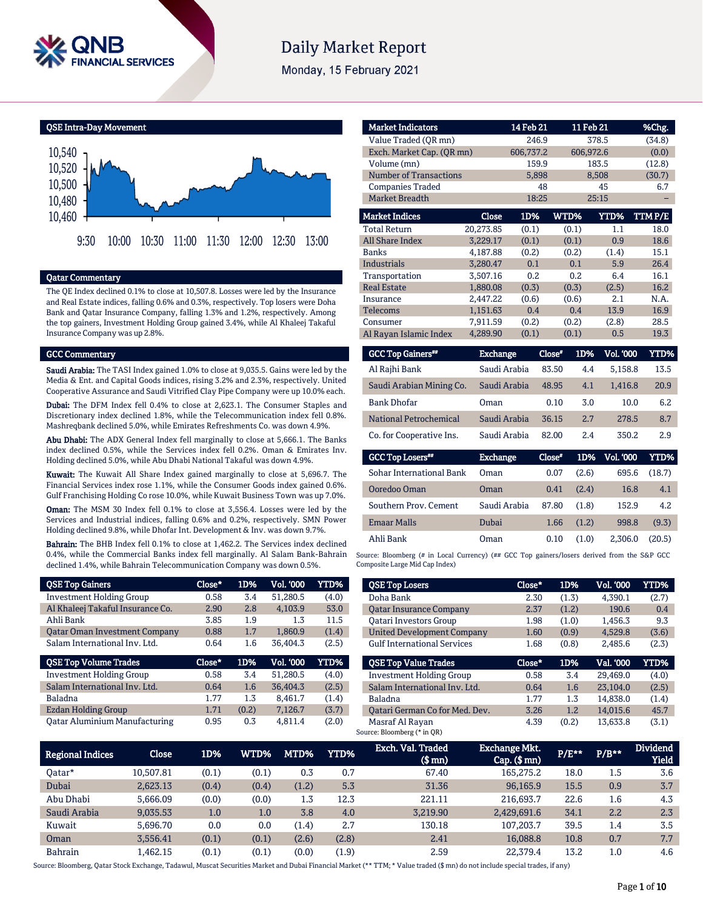# Daily Market Report

Monday, 15 February 2021

## QSE Intra-Day Movement

## Qatar Commentary

The QE Index declined 0.1% to close at 10,507.8. Losses were led by the Insurance and Real Estate indices, falling 0.6% and 0.3%, respectively. Top losers were Doha Bank and Qatar Insurance Company, falling 1.3% and 1.2%, respectively. Among the top gainers, Investment Holding Group gained 3.4%, while Al Khaleej Takaful Insurance Company was up 2.8%.

## GCC Commentary

**Saudi Arabia:** The TASI Index gained 1.0% to close at 9,035.5. Gains were led by the Media & Ent. and Capital Goods indices, rising 3.2% and 2.3%, respectively. United Cooperative Assurance and Saudi Vitrified Clay Pipe Company were up 10.0% each.

**Dubai:** The DFM Index fell 0.4% to close at 2,623.1. The Consumer Staples and Discretionary index declined 1.8%, while the Telecommunication index fell 0.8%. Mashreqbank declined 5.0%, while Emirates Refreshments Co. was down 4.9%.

**Abu Dhabi:** The ADX General Index fell marginally to close at 5,666.1. The Banks index declined 0.5%, while the Services index fell 0.2%. Oman & Emirates Inv. Holding declined 5.0%, while Abu Dhabi National Takaful was down 4.9%.

**Kuwait:** The Kuwait All Share Index gained marginally to close at 5,696.7. The Financial Services index rose 1.1%, while the Consumer Goods index gained 0.6%. Gulf Franchising Holding Co rose 10.0%, while Kuwait Business Town was up 7.0%.

**Oman:** The MSM 30 Index fell 0.1% to close at 3,556.4. Losses were led by the Services and Industrial indices, falling 0.6% and 0.2%, respectively. SMN Power Holding declined 9.8%, while Dhofar Int. Development & Inv. was down 9.7%.

**Bahrain:** The BHB Index fell 0.1% to close at 1,462.2. The Services index declined 0.4%, while the Commercial Banks index fell marginally. Al Salam Bank-Bahrain declined 1.4%, while Bahrain Telecommunication Company was down 0.5%.

| Market Indicators | 14 Feb 21 | 11 Feb 21 | %Chg. |
|---|---|---|---|
| Value Traded (QR mn) | 246.9 | 378.5 | (34.8) |
| Exch. Market Cap. (QR mn) | 606,737.2 | 606,972.6 | (0.0) |
| Volume (mn) | 159.9 | 183.5 | (12.8) |
| Number of Transactions | 5,898 | 8,508 | (30.7) |
| Companies Traded | 48 | 45 | 6.7 |
| Market Breadth | 18:25 | 25:15 | – |

| Market Indices | Close | 1D% | WTD% | YTD% | TTM P/E |
|---|---|---|---|---|---|
| Total Return | 20,273.85 | (0.1) | (0.1) | 1.1 | 18.0 |
| All Share Index | 3,229.17 | (0.1) | (0.1) | 0.9 | 18.6 |
| Banks | 4,187.88 | (0.2) | (0.2) | (1.4) | 15.1 |
| Industrials | 3,280.47 | 0.1 | 0.1 | 5.9 | 26.4 |
| Transportation | 3,507.16 | 0.2 | 0.2 | 6.4 | 16.1 |
| Real Estate | 1,880.08 | (0.3) | (0.3) | (2.5) | 16.2 |
| Insurance | 2,447.22 | (0.6) | (0.6) | 2.1 | N.A. |
| Telecoms | 1,151.63 | 0.4 | 0.4 | 13.9 | 16.9 |
| Consumer | 7,911.59 | (0.2) | (0.2) | (2.8) | 28.5 |
| Al Rayan Islamic Index | 4,289.90 | (0.1) | (0.1) | 0.5 | 19.3 |

| GCC Top Gainers## | Exchange | Close# | 1D% | Vol. '000 | YTD% |
|---|---|---|---|---|---|
| Al Rajhi Bank | Saudi Arabia | 83.50 | 4.4 | 5,158.8 | 13.5 |
| Saudi Arabian Mining Co. | Saudi Arabia | 48.95 | 4.1 | 1,416.8 | 20.9 |
| Bank Dhofar | Oman | 0.10 | 3.0 | 10.0 | 6.2 |
| National Petrochemical | Saudi Arabia | 36.15 | 2.7 | 278.5 | 8.7 |
| Co. for Cooperative Ins. | Saudi Arabia | 82.00 | 2.4 | 350.2 | 2.9 |

| GCC Top Losers## | Exchange | Close# | 1D% | Vol. '000 | YTD% |
|---|---|---|---|---|---|
| Sohar International Bank | Oman | 0.07 | (2.6) | 695.6 | (18.7) |
| Ooredoo Oman | Oman | 0.41 | (2.4) | 16.8 | 4.1 |
| Southern Prov. Cement | Saudi Arabia | 87.80 | (1.8) | 152.9 | 4.2 |
| Emaar Malls | Dubai | 1.66 | (1.2) | 998.8 | (9.3) |
| Ahli Bank | Oman | 0.10 | (1.0) | 2,306.0 | (20.5) |

Source: Bloomberg (# in Local Currency) (## GCC Top gainers/losers derived from the S&P GCC Composite Large Mid Cap Index)

| QSE Top Gainers | Close* | 1D% | Vol. '000 | YTD% |
|---|---|---|---|---|
| Investment Holding Group | 0.58 | 3.4 | 51,280.5 | (4.0) |
| Al Khaleej Takaful Insurance Co. | 2.90 | 2.8 | 4,103.9 | 53.0 |
| Ahli Bank | 3.85 | 1.9 | 1.3 | 11.5 |
| Qatar Oman Investment Company | 0.88 | 1.7 | 1,860.9 | (1.4) |
| Salam International Inv. Ltd. | 0.64 | 1.6 | 36,404.3 | (2.5) |

| QSE Top Volume Trades | Close* | 1D% | Vol. '000 | YTD% |
|---|---|---|---|---|
| Investment Holding Group | 0.58 | 3.4 | 51,280.5 | (4.0) |
| Salam International Inv. Ltd. | 0.64 | 1.6 | 36,404.3 | (2.5) |
| Baladna | 1.77 | 1.3 | 8,461.7 | (1.4) |
| Ezdan Holding Group | 1.71 | (0.2) | 7,126.7 | (3.7) |
| Qatar Aluminium Manufacturing | 0.95 | 0.3 | 4,811.4 | (2.0) |

| QSE Top Losers | Close* | 1D% | Vol. '000 | YTD% |
|---|---|---|---|---|
| Doha Bank | 2.30 | (1.3) | 4,390.1 | (2.7) |
| Qatar Insurance Company | 2.37 | (1.2) | 190.6 | 0.4 |
| Qatari Investors Group | 1.98 | (1.0) | 1,456.3 | 9.3 |
| United Development Company | 1.60 | (0.9) | 4,529.8 | (3.6) |
| Gulf International Services | 1.68 | (0.8) | 2,485.6 | (2.3) |

| QSE Top Value Trades | Close* | 1D% | Val. '000 | YTD% |
|---|---|---|---|---|
| Investment Holding Group | 0.58 | 3.4 | 29,469.0 | (4.0) |
| Salam International Inv. Ltd. | 0.64 | 1.6 | 23,104.0 | (2.5) |
| Baladna | 1.77 | 1.3 | 14,838.0 | (1.4) |
| Qatari German Co for Med. Dev. | 3.26 | 1.2 | 14,015.6 | 45.7 |
| Masraf Al Rayan | 4.39 | (0.2) | 13,633.8 | (3.1) |

Source: Bloomberg (* in QR)

| Regional Indices | Close | 1D% | WTD% | MTD% | YTD% | Exch. Val. Traded ($ mn) | Exchange Mkt. Cap. ($ mn) | P/E** | P/B** | Dividend Yield |
|---|---|---|---|---|---|---|---|---|---|---|
| Qatar* | 10,507.81 | (0.1) | (0.1) | 0.3 | 0.7 | 67.40 | 165,275.2 | 18.0 | 1.5 | 3.6 |
| Dubai | 2,623.13 | (0.4) | (0.4) | (1.2) | 5.3 | 31.36 | 96,165.9 | 15.5 | 0.9 | 3.7 |
| Abu Dhabi | 5,666.09 | (0.0) | (0.0) | 1.3 | 12.3 | 221.11 | 216,693.7 | 22.6 | 1.6 | 4.3 |
| Saudi Arabia | 9,035.53 | 1.0 | 1.0 | 3.8 | 4.0 | 3,219.90 | 2,429,691.6 | 34.1 | 2.2 | 2.3 |
| Kuwait | 5,696.70 | 0.0 | 0.0 | (1.4) | 2.7 | 130.18 | 107,203.7 | 39.5 | 1.4 | 3.5 |
| Oman | 3,556.41 | (0.1) | (0.1) | (2.6) | (2.8) | 2.41 | 16,088.8 | 10.8 | 0.7 | 7.7 |
| Bahrain | 1,462.15 | (0.1) | (0.1) | (0.0) | (1.9) | 2.59 | 22,379.4 | 13.2 | 1.0 | 4.6 |

Source: Bloomberg, Qatar Stock Exchange, Tadawul, Muscat Securities Market and Dubai Financial Market (** TTM; * Value traded ($ mn) do not include special trades, if any)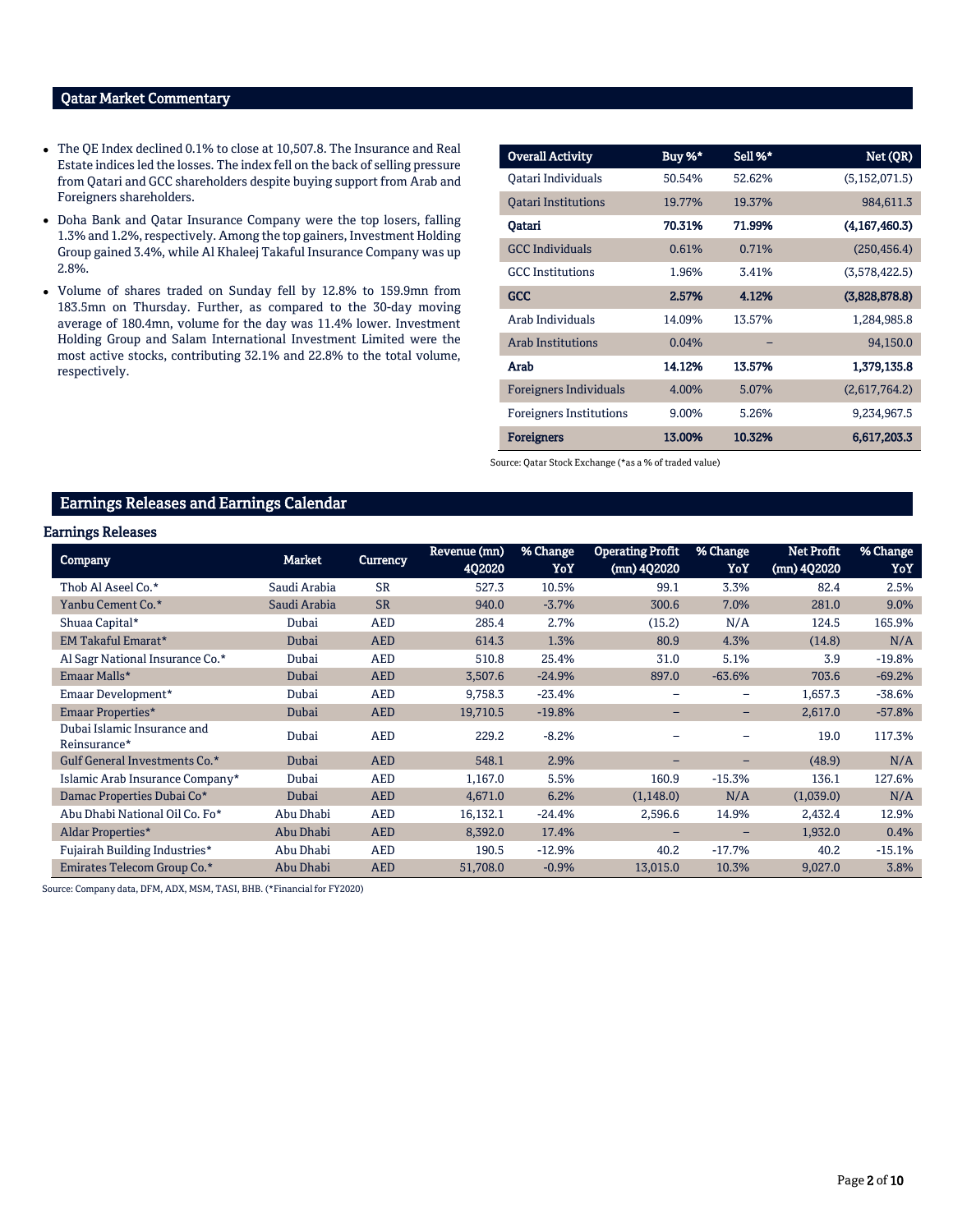## Qatar Market Commentary

- The QE Index declined 0.1% to close at 10,507.8. The Insurance and Real Estate indices led the losses. The index fell on the back of selling pressure from Qatari and GCC shareholders despite buying support from Arab and Foreigners shareholders.
- Doha Bank and Qatar Insurance Company were the top losers, falling 1.3% and 1.2%, respectively. Among the top gainers, Investment Holding Group gained 3.4%, while Al Khaleej Takaful Insurance Company was up 2.8%.
- Volume of shares traded on Sunday fell by 12.8% to 159.9mn from 183.5mn on Thursday. Further, as compared to the 30-day moving average of 180.4mn, volume for the day was 11.4% lower. Investment Holding Group and Salam International Investment Limited were the most active stocks, contributing 32.1% and 22.8% to the total volume, respectively.

| Overall Activity | Buy %* | Sell %* | Net (QR) |
|---|---|---|---|
| Qatari Individuals | 50.54% | 52.62% | (5,152,071.5) |
| Qatari Institutions | 19.77% | 19.37% | 984,611.3 |
| **Qatari** | **70.31%** | **71.99%** | **(4,167,460.3)** |
| GCC Individuals | 0.61% | 0.71% | (250,456.4) |
| GCC Institutions | 1.96% | 3.41% | (3,578,422.5) |
| **GCC** | **2.57%** | **4.12%** | **(3,828,878.8)** |
| Arab Individuals | 14.09% | 13.57% | 1,284,985.8 |
| Arab Institutions | 0.04% | – | 94,150.0 |
| **Arab** | **14.12%** | **13.57%** | **1,379,135.8** |
| Foreigners Individuals | 4.00% | 5.07% | (2,617,764.2) |
| Foreigners Institutions | 9.00% | 5.26% | 9,234,967.5 |
| **Foreigners** | **13.00%** | **10.32%** | **6,617,203.3** |

Source: Qatar Stock Exchange (*as a % of traded value)

## Earnings Releases and Earnings Calendar

### Earnings Releases

| Company | Market | Currency | Revenue (mn) 4Q2020 | % Change YoY | Operating Profit (mn) 4Q2020 | % Change YoY | Net Profit (mn) 4Q2020 | % Change YoY |
|---|---|---|---|---|---|---|---|---|
| Thob Al Aseel Co.* | Saudi Arabia | SR | 527.3 | 10.5% | 99.1 | 3.3% | 82.4 | 2.5% |
| Yanbu Cement Co.* | Saudi Arabia | SR | 940.0 | -3.7% | 300.6 | 7.0% | 281.0 | 9.0% |
| Shuaa Capital* | Dubai | AED | 285.4 | 2.7% | (15.2) | N/A | 124.5 | 165.9% |
| EM Takaful Emarat* | Dubai | AED | 614.3 | 1.3% | 80.9 | 4.3% | (14.8) | N/A |
| Al Sagr National Insurance Co.* | Dubai | AED | 510.8 | 25.4% | 31.0 | 5.1% | 3.9 | -19.8% |
| Emaar Malls* | Dubai | AED | 3,507.6 | -24.9% | 897.0 | -63.6% | 703.6 | -69.2% |
| Emaar Development* | Dubai | AED | 9,758.3 | -23.4% | – | – | 1,657.3 | -38.6% |
| Emaar Properties* | Dubai | AED | 19,710.5 | -19.8% | – | – | 2,617.0 | -57.8% |
| Dubai Islamic Insurance and Reinsurance* | Dubai | AED | 229.2 | -8.2% | – | – | 19.0 | 117.3% |
| Gulf General Investments Co.* | Dubai | AED | 548.1 | 2.9% | – | – | (48.9) | N/A |
| Islamic Arab Insurance Company* | Dubai | AED | 1,167.0 | 5.5% | 160.9 | -15.3% | 136.1 | 127.6% |
| Damac Properties Dubai Co* | Dubai | AED | 4,671.0 | 6.2% | (1,148.0) | N/A | (1,039.0) | N/A |
| Abu Dhabi National Oil Co. Fo* | Abu Dhabi | AED | 16,132.1 | -24.4% | 2,596.6 | 14.9% | 2,432.4 | 12.9% |
| Aldar Properties* | Abu Dhabi | AED | 8,392.0 | 17.4% | – | – | 1,932.0 | 0.4% |
| Fujairah Building Industries* | Abu Dhabi | AED | 190.5 | -12.9% | 40.2 | -17.7% | 40.2 | -15.1% |
| Emirates Telecom Group Co.* | Abu Dhabi | AED | 51,708.0 | -0.9% | 13,015.0 | 10.3% | 9,027.0 | 3.8% |

Source: Company data, DFM, ADX, MSM, TASI, BHB. (*Financial for FY2020)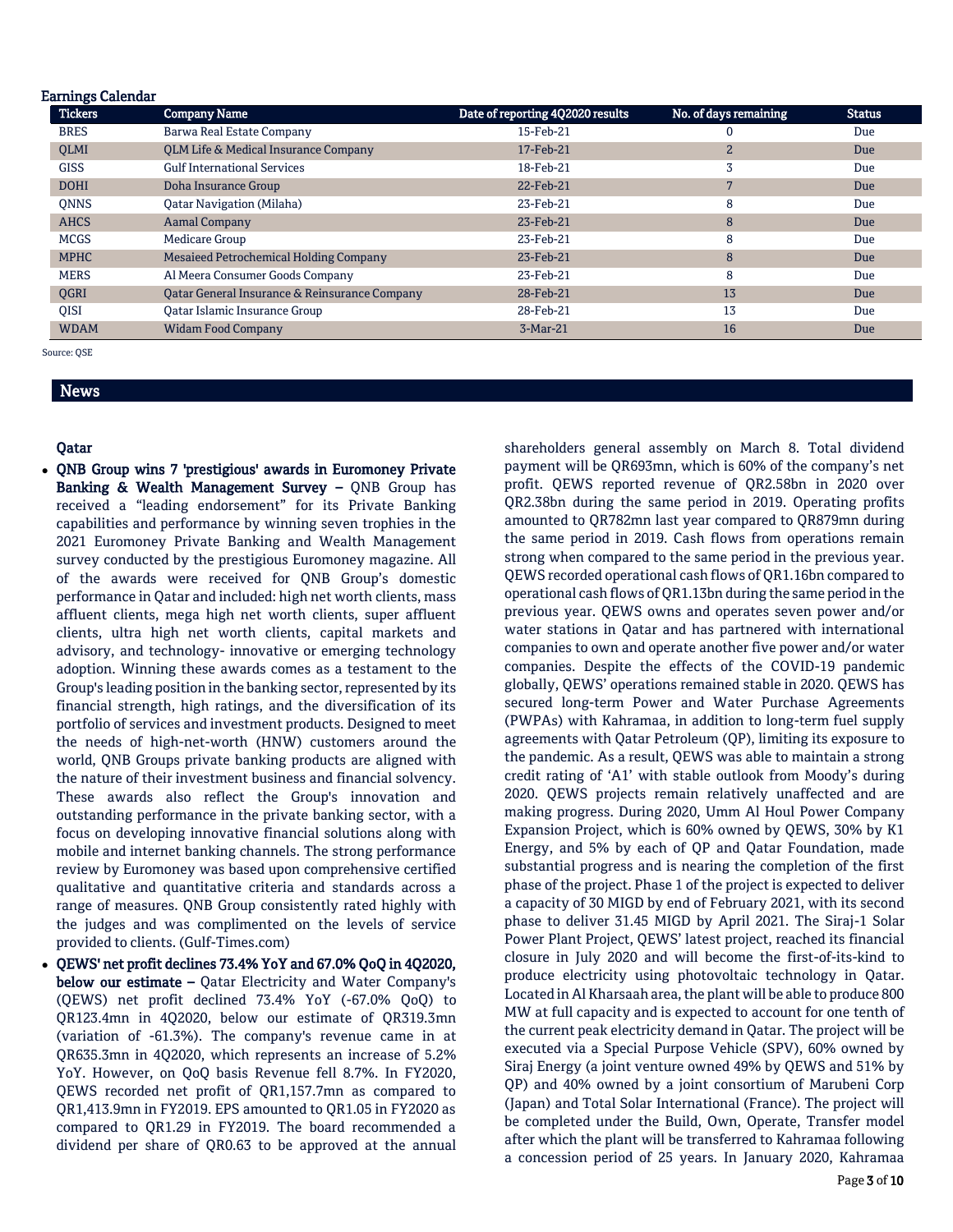## Earnings Calendar

| Tickers | Company Name | Date of reporting 4Q2020 results | No. of days remaining | Status |
|---|---|---|---|---|
| BRES | Barwa Real Estate Company | 15-Feb-21 | 0 | Due |
| QLMI | QLM Life & Medical Insurance Company | 17-Feb-21 | 2 | Due |
| GISS | Gulf International Services | 18-Feb-21 | 3 | Due |
| DOHI | Doha Insurance Group | 22-Feb-21 | 7 | Due |
| QNNS | Qatar Navigation (Milaha) | 23-Feb-21 | 8 | Due |
| AHCS | Aamal Company | 23-Feb-21 | 8 | Due |
| MCGS | Medicare Group | 23-Feb-21 | 8 | Due |
| MPHC | Mesaieed Petrochemical Holding Company | 23-Feb-21 | 8 | Due |
| MERS | Al Meera Consumer Goods Company | 23-Feb-21 | 8 | Due |
| QGRI | Qatar General Insurance & Reinsurance Company | 28-Feb-21 | 13 | Due |
| QISI | Qatar Islamic Insurance Group | 28-Feb-21 | 13 | Due |
| WDAM | Widam Food Company | 3-Mar-21 | 16 | Due |

Source: QSE

## News

### Qatar

- **QNB Group wins 7 'prestigious' awards in Euromoney Private Banking & Wealth Management Survey –** QNB Group has received a "leading endorsement" for its Private Banking capabilities and performance by winning seven trophies in the 2021 Euromoney Private Banking and Wealth Management survey conducted by the prestigious Euromoney magazine. All of the awards were received for QNB Group's domestic performance in Qatar and included: high net worth clients, mass affluent clients, mega high net worth clients, super affluent clients, ultra high net worth clients, capital markets and advisory, and technology- innovative or emerging technology adoption. Winning these awards comes as a testament to the Group's leading position in the banking sector, represented by its financial strength, high ratings, and the diversification of its portfolio of services and investment products. Designed to meet the needs of high-net-worth (HNW) customers around the world, QNB Groups private banking products are aligned with the nature of their investment business and financial solvency. These awards also reflect the Group's innovation and outstanding performance in the private banking sector, with a focus on developing innovative financial solutions along with mobile and internet banking channels. The strong performance review by Euromoney was based upon comprehensive certified qualitative and quantitative criteria and standards across a range of measures. QNB Group consistently rated highly with the judges and was complimented on the levels of service provided to clients. (Gulf-Times.com)
- **QEWS' net profit declines 73.4% YoY and 67.0% QoQ in 4Q2020, below our estimate –** Qatar Electricity and Water Company's (QEWS) net profit declined 73.4% YoY (-67.0% QoQ) to QR123.4mn in 4Q2020, below our estimate of QR319.3mn (variation of -61.3%). The company's revenue came in at QR635.3mn in 4Q2020, which represents an increase of 5.2% YoY. However, on QoQ basis Revenue fell 8.7%. In FY2020, QEWS recorded net profit of QR1,157.7mn as compared to QR1,413.9mn in FY2019. EPS amounted to QR1.05 in FY2020 as compared to QR1.29 in FY2019. The board recommended a dividend per share of QR0.63 to be approved at the annual shareholders general assembly on March 8. Total dividend payment will be QR693mn, which is 60% of the company's net profit. QEWS reported revenue of QR2.58bn in 2020 over QR2.38bn during the same period in 2019. Operating profits amounted to QR782mn last year compared to QR879mn during the same period in 2019. Cash flows from operations remain strong when compared to the same period in the previous year. QEWS recorded operational cash flows of QR1.16bn compared to operational cash flows of QR1.13bn during the same period in the previous year. QEWS owns and operates seven power and/or water stations in Qatar and has partnered with international companies to own and operate another five power and/or water companies. Despite the effects of the COVID-19 pandemic globally, QEWS' operations remained stable in 2020. QEWS has secured long-term Power and Water Purchase Agreements (PWPAs) with Kahramaa, in addition to long-term fuel supply agreements with Qatar Petroleum (QP), limiting its exposure to the pandemic. As a result, QEWS was able to maintain a strong credit rating of 'A1' with stable outlook from Moody's during 2020. QEWS projects remain relatively unaffected and are making progress. During 2020, Umm Al Houl Power Company Expansion Project, which is 60% owned by QEWS, 30% by K1 Energy, and 5% by each of QP and Qatar Foundation, made substantial progress and is nearing the completion of the first phase of the project. Phase 1 of the project is expected to deliver a capacity of 30 MIGD by end of February 2021, with its second phase to deliver 31.45 MIGD by April 2021. The Siraj-1 Solar Power Plant Project, QEWS' latest project, reached its financial closure in July 2020 and will become the first-of-its-kind to produce electricity using photovoltaic technology in Qatar. Located in Al Kharsaah area, the plant will be able to produce 800 MW at full capacity and is expected to account for one tenth of the current peak electricity demand in Qatar. The project will be executed via a Special Purpose Vehicle (SPV), 60% owned by Siraj Energy (a joint venture owned 49% by QEWS and 51% by QP) and 40% owned by a joint consortium of Marubeni Corp (Japan) and Total Solar International (France). The project will be completed under the Build, Own, Operate, Transfer model after which the plant will be transferred to Kahramaa following a concession period of 25 years. In January 2020, Kahramaa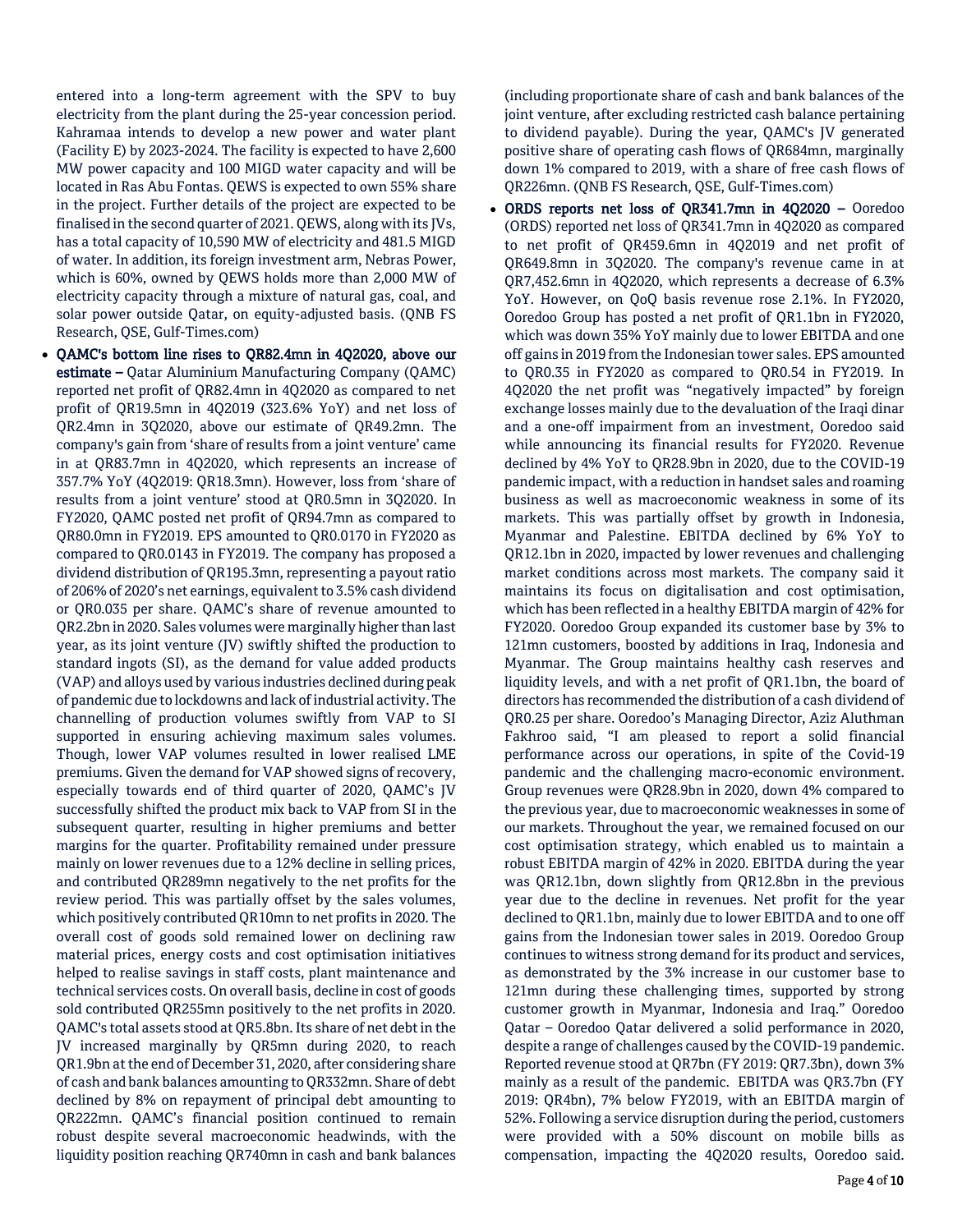entered into a long-term agreement with the SPV to buy electricity from the plant during the 25-year concession period. Kahramaa intends to develop a new power and water plant (Facility E) by 2023-2024. The facility is expected to have 2,600 MW power capacity and 100 MIGD water capacity and will be located in Ras Abu Fontas. QEWS is expected to own 55% share in the project. Further details of the project are expected to be finalised in the second quarter of 2021. QEWS, along with its JVs, has a total capacity of 10,590 MW of electricity and 481.5 MIGD of water. In addition, its foreign investment arm, Nebras Power, which is 60%, owned by QEWS holds more than 2,000 MW of electricity capacity through a mixture of natural gas, coal, and solar power outside Qatar, on equity-adjusted basis. (QNB FS Research, QSE, Gulf-Times.com)

- **QAMC's bottom line rises to QR82.4mn in 4Q2020, above our estimate –** Qatar Aluminium Manufacturing Company (QAMC) reported net profit of QR82.4mn in 4Q2020 as compared to net profit of QR19.5mn in 4Q2019 (323.6% YoY) and net loss of QR2.4mn in 3Q2020, above our estimate of QR49.2mn. The company's gain from 'share of results from a joint venture' came in at QR83.7mn in 4Q2020, which represents an increase of 357.7% YoY (4Q2019: QR18.3mn). However, loss from 'share of results from a joint venture' stood at QR0.5mn in 3Q2020. In FY2020, QAMC posted net profit of QR94.7mn as compared to QR80.0mn in FY2019. EPS amounted to QR0.0170 in FY2020 as compared to QR0.0143 in FY2019. The company has proposed a dividend distribution of QR195.3mn, representing a payout ratio of 206% of 2020's net earnings, equivalent to 3.5% cash dividend or QR0.035 per share. QAMC's share of revenue amounted to QR2.2bn in 2020. Sales volumes were marginally higher than last year, as its joint venture (JV) swiftly shifted the production to standard ingots (SI), as the demand for value added products (VAP) and alloys used by various industries declined during peak of pandemic due to lockdowns and lack of industrial activity. The channelling of production volumes swiftly from VAP to SI supported in ensuring achieving maximum sales volumes. Though, lower VAP volumes resulted in lower realised LME premiums. Given the demand for VAP showed signs of recovery, especially towards end of third quarter of 2020, QAMC's JV successfully shifted the product mix back to VAP from SI in the subsequent quarter, resulting in higher premiums and better margins for the quarter. Profitability remained under pressure mainly on lower revenues due to a 12% decline in selling prices, and contributed QR289mn negatively to the net profits for the review period. This was partially offset by the sales volumes, which positively contributed QR10mn to net profits in 2020. The overall cost of goods sold remained lower on declining raw material prices, energy costs and cost optimisation initiatives helped to realise savings in staff costs, plant maintenance and technical services costs. On overall basis, decline in cost of goods sold contributed QR255mn positively to the net profits in 2020. QAMC's total assets stood at QR5.8bn. Its share of net debt in the JV increased marginally by QR5mn during 2020, to reach QR1.9bn at the end of December 31, 2020, after considering share of cash and bank balances amounting to QR332mn. Share of debt declined by 8% on repayment of principal debt amounting to QR222mn. QAMC's financial position continued to remain robust despite several macroeconomic headwinds, with the liquidity position reaching QR740mn in cash and bank balances (including proportionate share of cash and bank balances of the joint venture, after excluding restricted cash balance pertaining to dividend payable). During the year, QAMC's JV generated positive share of operating cash flows of QR684mn, marginally down 1% compared to 2019, with a share of free cash flows of QR226mn. (QNB FS Research, QSE, Gulf-Times.com)
- **ORDS reports net loss of QR341.7mn in 4Q2020 –** Ooredoo (ORDS) reported net loss of QR341.7mn in 4Q2020 as compared to net profit of QR459.6mn in 4Q2019 and net profit of QR649.8mn in 3Q2020. The company's revenue came in at QR7,452.6mn in 4Q2020, which represents a decrease of 6.3% YoY. However, on QoQ basis revenue rose 2.1%. In FY2020, Ooredoo Group has posted a net profit of QR1.1bn in FY2020, which was down 35% YoY mainly due to lower EBITDA and one off gains in 2019 from the Indonesian tower sales. EPS amounted to QR0.35 in FY2020 as compared to QR0.54 in FY2019. In 4Q2020 the net profit was "negatively impacted" by foreign exchange losses mainly due to the devaluation of the Iraqi dinar and a one-off impairment from an investment, Ooredoo said while announcing its financial results for FY2020. Revenue declined by 4% YoY to QR28.9bn in 2020, due to the COVID-19 pandemic impact, with a reduction in handset sales and roaming business as well as macroeconomic weakness in some of its markets. This was partially offset by growth in Indonesia, Myanmar and Palestine. EBITDA declined by 6% YoY to QR12.1bn in 2020, impacted by lower revenues and challenging market conditions across most markets. The company said it maintains its focus on digitalisation and cost optimisation, which has been reflected in a healthy EBITDA margin of 42% for FY2020. Ooredoo Group expanded its customer base by 3% to 121mn customers, boosted by additions in Iraq, Indonesia and Myanmar. The Group maintains healthy cash reserves and liquidity levels, and with a net profit of QR1.1bn, the board of directors has recommended the distribution of a cash dividend of QR0.25 per share. Ooredoo's Managing Director, Aziz Aluthman Fakhroo said, "I am pleased to report a solid financial performance across our operations, in spite of the Covid-19 pandemic and the challenging macro-economic environment. Group revenues were QR28.9bn in 2020, down 4% compared to the previous year, due to macroeconomic weaknesses in some of our markets. Throughout the year, we remained focused on our cost optimisation strategy, which enabled us to maintain a robust EBITDA margin of 42% in 2020. EBITDA during the year was QR12.1bn, down slightly from QR12.8bn in the previous year due to the decline in revenues. Net profit for the year declined to QR1.1bn, mainly due to lower EBITDA and to one off gains from the Indonesian tower sales in 2019. Ooredoo Group continues to witness strong demand for its product and services, as demonstrated by the 3% increase in our customer base to 121mn during these challenging times, supported by strong customer growth in Myanmar, Indonesia and Iraq." Ooredoo Qatar – Ooredoo Qatar delivered a solid performance in 2020, despite a range of challenges caused by the COVID-19 pandemic. Reported revenue stood at QR7bn (FY 2019: QR7.3bn), down 3% mainly as a result of the pandemic. EBITDA was QR3.7bn (FY 2019: QR4bn), 7% below FY2019, with an EBITDA margin of 52%. Following a service disruption during the period, customers were provided with a 50% discount on mobile bills as compensation, impacting the 4Q2020 results, Ooredoo said.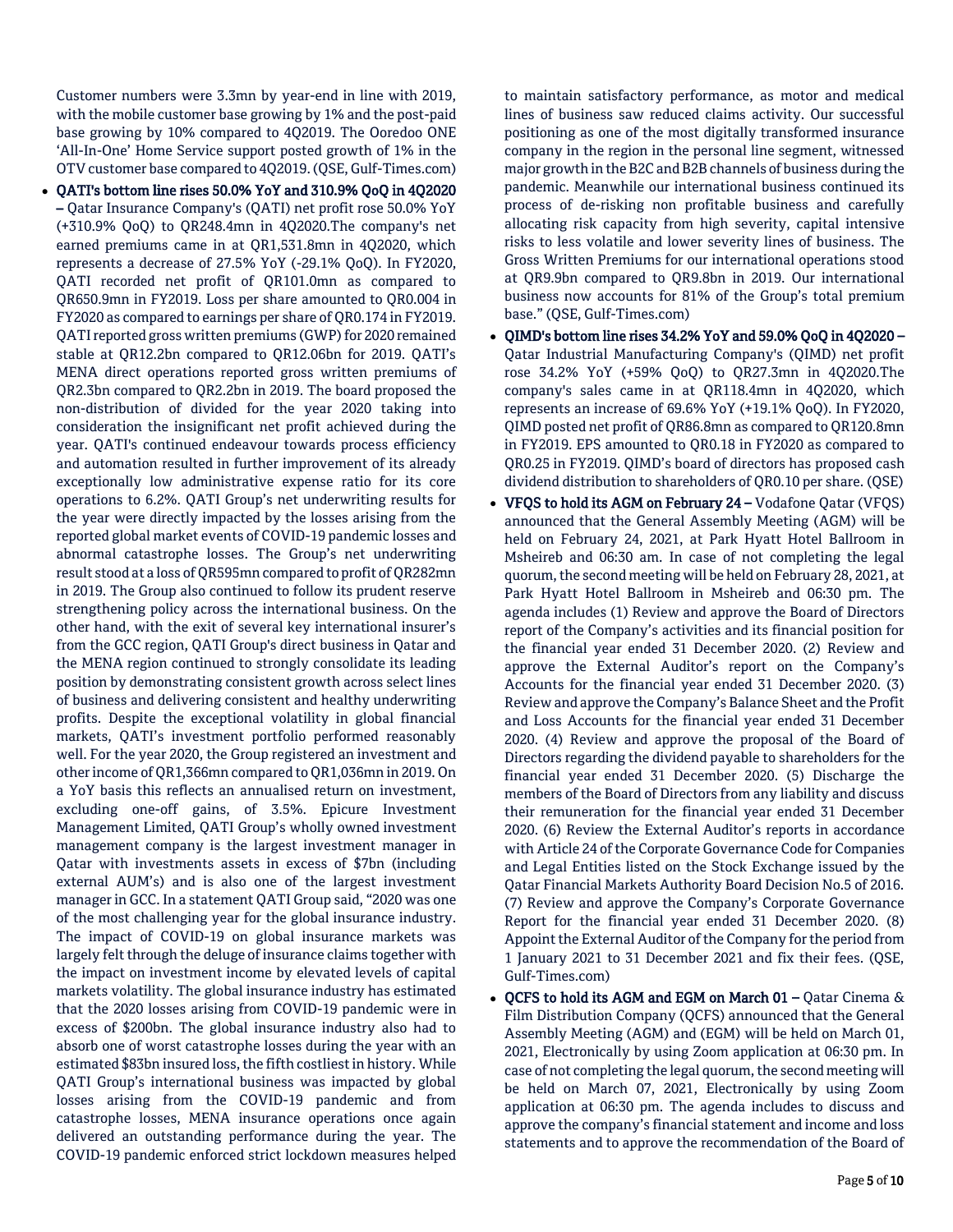Customer numbers were 3.3mn by year-end in line with 2019, with the mobile customer base growing by 1% and the post-paid base growing by 10% compared to 4Q2019. The Ooredoo ONE 'All-In-One' Home Service support posted growth of 1% in the OTV customer base compared to 4Q2019. (QSE, Gulf-Times.com)

- **QATI's bottom line rises 50.0% YoY and 310.9% QoQ in 4Q2020 –** Qatar Insurance Company's (QATI) net profit rose 50.0% YoY (+310.9% QoQ) to QR248.4mn in 4Q2020.The company's net earned premiums came in at QR1,531.8mn in 4Q2020, which represents a decrease of 27.5% YoY (-29.1% QoQ). In FY2020, QATI recorded net profit of QR101.0mn as compared to QR650.9mn in FY2019. Loss per share amounted to QR0.004 in FY2020 as compared to earnings per share of QR0.174 in FY2019. QATI reported gross written premiums (GWP) for 2020 remained stable at QR12.2bn compared to QR12.06bn for 2019. QATI's MENA direct operations reported gross written premiums of QR2.3bn compared to QR2.2bn in 2019. The board proposed the non-distribution of divided for the year 2020 taking into consideration the insignificant net profit achieved during the year. QATI's continued endeavour towards process efficiency and automation resulted in further improvement of its already exceptionally low administrative expense ratio for its core operations to 6.2%. QATI Group's net underwriting results for the year were directly impacted by the losses arising from the reported global market events of COVID-19 pandemic losses and abnormal catastrophe losses. The Group's net underwriting result stood at a loss of QR595mn compared to profit of QR282mn in 2019. The Group also continued to follow its prudent reserve strengthening policy across the international business. On the other hand, with the exit of several key international insurer's from the GCC region, QATI Group's direct business in Qatar and the MENA region continued to strongly consolidate its leading position by demonstrating consistent growth across select lines of business and delivering consistent and healthy underwriting profits. Despite the exceptional volatility in global financial markets, QATI's investment portfolio performed reasonably well. For the year 2020, the Group registered an investment and other income of QR1,366mn compared to QR1,036mn in 2019. On a YoY basis this reflects an annualised return on investment, excluding one-off gains, of 3.5%. Epicure Investment Management Limited, QATI Group's wholly owned investment management company is the largest investment manager in Qatar with investments assets in excess of $7bn (including external AUM's) and is also one of the largest investment manager in GCC. In a statement QATI Group said, "2020 was one of the most challenging year for the global insurance industry. The impact of COVID-19 on global insurance markets was largely felt through the deluge of insurance claims together with the impact on investment income by elevated levels of capital markets volatility. The global insurance industry has estimated that the 2020 losses arising from COVID-19 pandemic were in excess of $200bn. The global insurance industry also had to absorb one of worst catastrophe losses during the year with an estimated $83bn insured loss, the fifth costliest in history. While QATI Group's international business was impacted by global losses arising from the COVID-19 pandemic and from catastrophe losses, MENA insurance operations once again delivered an outstanding performance during the year. The COVID-19 pandemic enforced strict lockdown measures helped to maintain satisfactory performance, as motor and medical lines of business saw reduced claims activity. Our successful positioning as one of the most digitally transformed insurance company in the region in the personal line segment, witnessed major growth in the B2C and B2B channels of business during the pandemic. Meanwhile our international business continued its process of de-risking non profitable business and carefully allocating risk capacity from high severity, capital intensive risks to less volatile and lower severity lines of business. The Gross Written Premiums for our international operations stood at QR9.9bn compared to QR9.8bn in 2019. Our international business now accounts for 81% of the Group's total premium base." (QSE, Gulf-Times.com)
- **QIMD's bottom line rises 34.2% YoY and 59.0% QoQ in 4Q2020 –** Qatar Industrial Manufacturing Company's (QIMD) net profit rose 34.2% YoY (+59% QoQ) to QR27.3mn in 4Q2020.The company's sales came in at QR118.4mn in 4Q2020, which represents an increase of 69.6% YoY (+19.1% QoQ). In FY2020, QIMD posted net profit of QR86.8mn as compared to QR120.8mn in FY2019. EPS amounted to QR0.18 in FY2020 as compared to QR0.25 in FY2019. QIMD's board of directors has proposed cash dividend distribution to shareholders of QR0.10 per share. (QSE)
- **VFQS to hold its AGM on February 24 –** Vodafone Qatar (VFQS) announced that the General Assembly Meeting (AGM) will be held on February 24, 2021, at Park Hyatt Hotel Ballroom in Msheireb and 06:30 am. In case of not completing the legal quorum, the second meeting will be held on February 28, 2021, at Park Hyatt Hotel Ballroom in Msheireb and 06:30 pm. The agenda includes (1) Review and approve the Board of Directors report of the Company's activities and its financial position for the financial year ended 31 December 2020. (2) Review and approve the External Auditor's report on the Company's Accounts for the financial year ended 31 December 2020. (3) Review and approve the Company's Balance Sheet and the Profit and Loss Accounts for the financial year ended 31 December 2020. (4) Review and approve the proposal of the Board of Directors regarding the dividend payable to shareholders for the financial year ended 31 December 2020. (5) Discharge the members of the Board of Directors from any liability and discuss their remuneration for the financial year ended 31 December 2020. (6) Review the External Auditor's reports in accordance with Article 24 of the Corporate Governance Code for Companies and Legal Entities listed on the Stock Exchange issued by the Qatar Financial Markets Authority Board Decision No.5 of 2016. (7) Review and approve the Company's Corporate Governance Report for the financial year ended 31 December 2020. (8) Appoint the External Auditor of the Company for the period from 1 January 2021 to 31 December 2021 and fix their fees. (QSE, Gulf-Times.com)
- **QCFS to hold its AGM and EGM on March 01 –** Qatar Cinema & Film Distribution Company (QCFS) announced that the General Assembly Meeting (AGM) and (EGM) will be held on March 01, 2021, Electronically by using Zoom application at 06:30 pm. In case of not completing the legal quorum, the second meeting will be held on March 07, 2021, Electronically by using Zoom application at 06:30 pm. The agenda includes to discuss and approve the company's financial statement and income and loss statements and to approve the recommendation of the Board of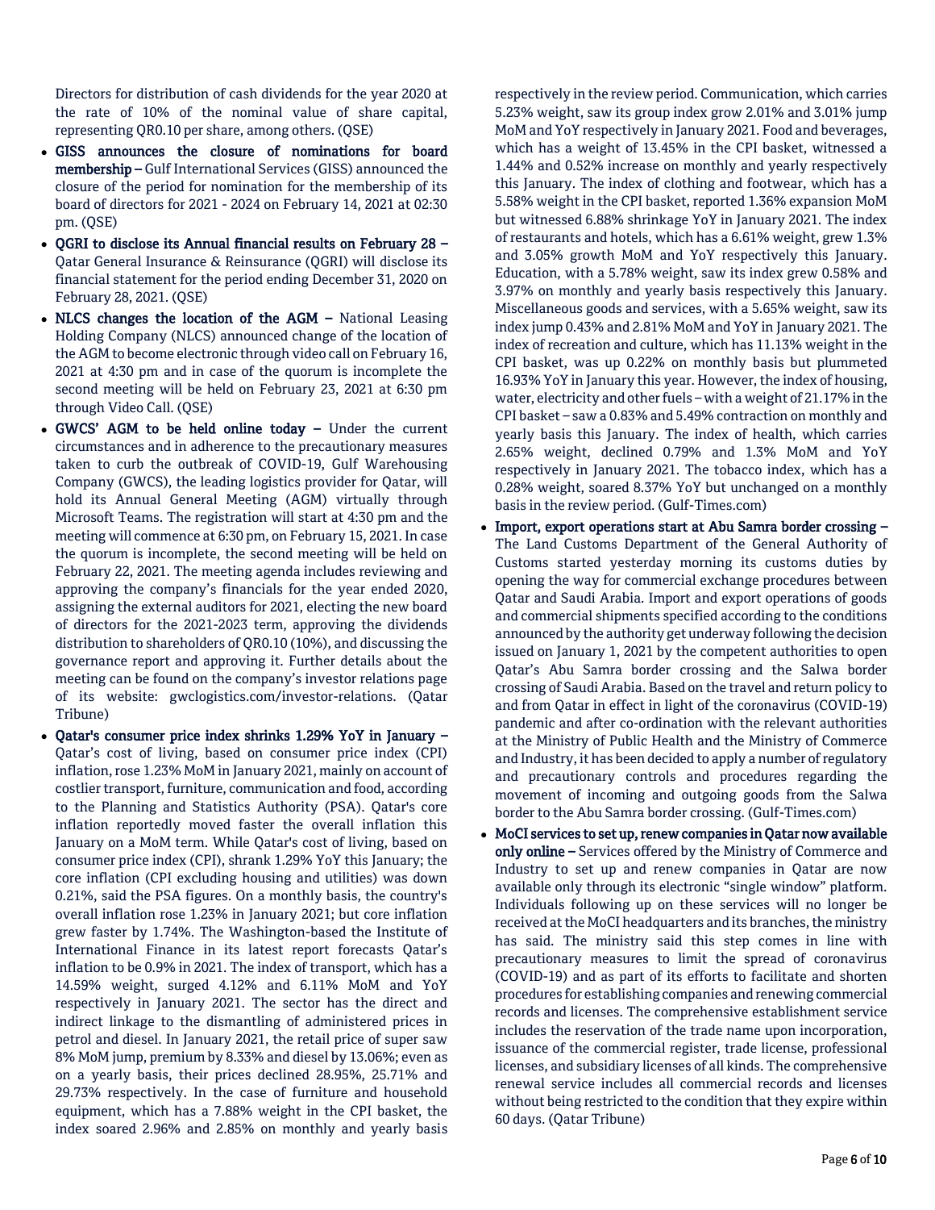Directors for distribution of cash dividends for the year 2020 at the rate of 10% of the nominal value of share capital, representing QR0.10 per share, among others. (QSE)

- **GISS announces the closure of nominations for board membership –** Gulf International Services (GISS) announced the closure of the period for nomination for the membership of its board of directors for 2021 - 2024 on February 14, 2021 at 02:30 pm. (QSE)
- **QGRI to disclose its Annual financial results on February 28 –** Qatar General Insurance & Reinsurance (QGRI) will disclose its financial statement for the period ending December 31, 2020 on February 28, 2021. (QSE)
- **NLCS changes the location of the AGM –** National Leasing Holding Company (NLCS) announced change of the location of the AGM to become electronic through video call on February 16, 2021 at 4:30 pm and in case of the quorum is incomplete the second meeting will be held on February 23, 2021 at 6:30 pm through Video Call. (QSE)
- **GWCS' AGM to be held online today –** Under the current circumstances and in adherence to the precautionary measures taken to curb the outbreak of COVID-19, Gulf Warehousing Company (GWCS), the leading logistics provider for Qatar, will hold its Annual General Meeting (AGM) virtually through Microsoft Teams. The registration will start at 4:30 pm and the meeting will commence at 6:30 pm, on February 15, 2021. In case the quorum is incomplete, the second meeting will be held on February 22, 2021. The meeting agenda includes reviewing and approving the company's financials for the year ended 2020, assigning the external auditors for 2021, electing the new board of directors for the 2021-2023 term, approving the dividends distribution to shareholders of QR0.10 (10%), and discussing the governance report and approving it. Further details about the meeting can be found on the company's investor relations page of its website: gwclogistics.com/investor-relations. (Qatar Tribune)
- **Qatar's consumer price index shrinks 1.29% YoY in January –** Qatar's cost of living, based on consumer price index (CPI) inflation, rose 1.23% MoM in January 2021, mainly on account of costlier transport, furniture, communication and food, according to the Planning and Statistics Authority (PSA). Qatar's core inflation reportedly moved faster the overall inflation this January on a MoM term. While Qatar's cost of living, based on consumer price index (CPI), shrank 1.29% YoY this January; the core inflation (CPI excluding housing and utilities) was down 0.21%, said the PSA figures. On a monthly basis, the country's overall inflation rose 1.23% in January 2021; but core inflation grew faster by 1.74%. The Washington-based the Institute of International Finance in its latest report forecasts Qatar's inflation to be 0.9% in 2021. The index of transport, which has a 14.59% weight, surged 4.12% and 6.11% MoM and YoY respectively in January 2021. The sector has the direct and indirect linkage to the dismantling of administered prices in petrol and diesel. In January 2021, the retail price of super saw 8% MoM jump, premium by 8.33% and diesel by 13.06%; even as on a yearly basis, their prices declined 28.95%, 25.71% and 29.73% respectively. In the case of furniture and household equipment, which has a 7.88% weight in the CPI basket, the index soared 2.96% and 2.85% on monthly and yearly basis respectively in the review period. Communication, which carries 5.23% weight, saw its group index grow 2.01% and 3.01% jump MoM and YoY respectively in January 2021. Food and beverages, which has a weight of 13.45% in the CPI basket, witnessed a 1.44% and 0.52% increase on monthly and yearly respectively this January. The index of clothing and footwear, which has a 5.58% weight in the CPI basket, reported 1.36% expansion MoM but witnessed 6.88% shrinkage YoY in January 2021. The index of restaurants and hotels, which has a 6.61% weight, grew 1.3% and 3.05% growth MoM and YoY respectively this January. Education, with a 5.78% weight, saw its index grew 0.58% and 3.97% on monthly and yearly basis respectively this January. Miscellaneous goods and services, with a 5.65% weight, saw its index jump 0.43% and 2.81% MoM and YoY in January 2021. The index of recreation and culture, which has 11.13% weight in the CPI basket, was up 0.22% on monthly basis but plummeted 16.93% YoY in January this year. However, the index of housing, water, electricity and other fuels – with a weight of 21.17% in the CPI basket – saw a 0.83% and 5.49% contraction on monthly and yearly basis this January. The index of health, which carries 2.65% weight, declined 0.79% and 1.3% MoM and YoY respectively in January 2021. The tobacco index, which has a 0.28% weight, soared 8.37% YoY but unchanged on a monthly basis in the review period. (Gulf-Times.com)
- **Import, export operations start at Abu Samra border crossing –** The Land Customs Department of the General Authority of Customs started yesterday morning its customs duties by opening the way for commercial exchange procedures between Qatar and Saudi Arabia. Import and export operations of goods and commercial shipments specified according to the conditions announced by the authority get underway following the decision issued on January 1, 2021 by the competent authorities to open Qatar's Abu Samra border crossing and the Salwa border crossing of Saudi Arabia. Based on the travel and return policy to and from Qatar in effect in light of the coronavirus (COVID-19) pandemic and after co-ordination with the relevant authorities at the Ministry of Public Health and the Ministry of Commerce and Industry, it has been decided to apply a number of regulatory and precautionary controls and procedures regarding the movement of incoming and outgoing goods from the Salwa border to the Abu Samra border crossing. (Gulf-Times.com)
- **MoCI services to set up, renew companies in Qatar now available only online –** Services offered by the Ministry of Commerce and Industry to set up and renew companies in Qatar are now available only through its electronic "single window" platform. Individuals following up on these services will no longer be received at the MoCI headquarters and its branches, the ministry has said. The ministry said this step comes in line with precautionary measures to limit the spread of coronavirus (COVID-19) and as part of its efforts to facilitate and shorten procedures for establishing companies and renewing commercial records and licenses. The comprehensive establishment service includes the reservation of the trade name upon incorporation, issuance of the commercial register, trade license, professional licenses, and subsidiary licenses of all kinds. The comprehensive renewal service includes all commercial records and licenses without being restricted to the condition that they expire within 60 days. (Qatar Tribune)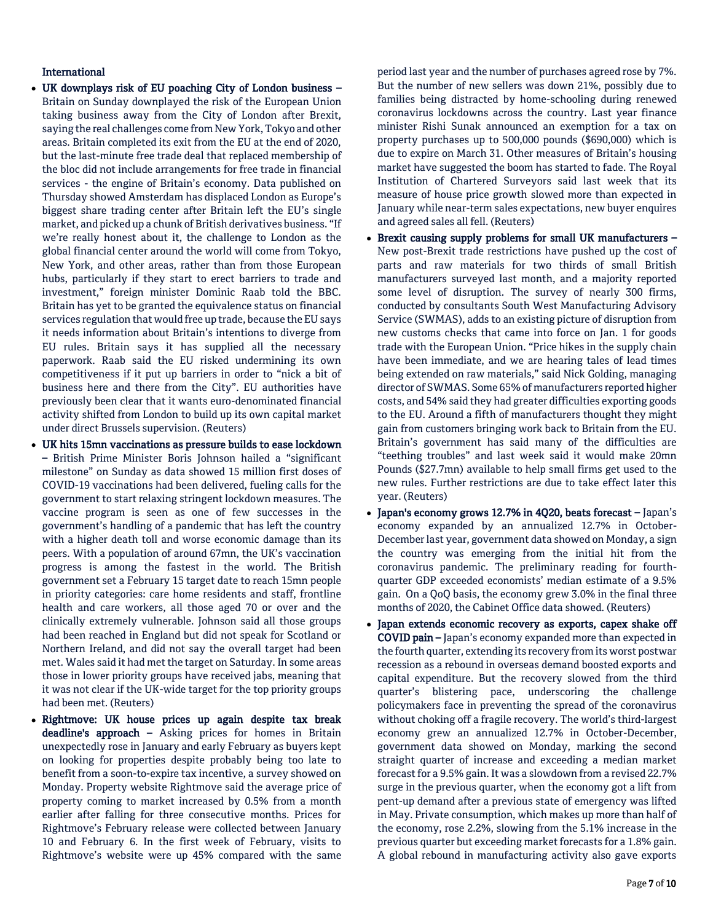## International

- **UK downplays risk of EU poaching City of London business –** Britain on Sunday downplayed the risk of the European Union taking business away from the City of London after Brexit, saying the real challenges come from New York, Tokyo and other areas. Britain completed its exit from the EU at the end of 2020, but the last-minute free trade deal that replaced membership of the bloc did not include arrangements for free trade in financial services - the engine of Britain's economy. Data published on Thursday showed Amsterdam has displaced London as Europe's biggest share trading center after Britain left the EU's single market, and picked up a chunk of British derivatives business. "If we're really honest about it, the challenge to London as the global financial center around the world will come from Tokyo, New York, and other areas, rather than from those European hubs, particularly if they start to erect barriers to trade and investment," foreign minister Dominic Raab told the BBC. Britain has yet to be granted the equivalence status on financial services regulation that would free up trade, because the EU says it needs information about Britain's intentions to diverge from EU rules. Britain says it has supplied all the necessary paperwork. Raab said the EU risked undermining its own competitiveness if it put up barriers in order to "nick a bit of business here and there from the City". EU authorities have previously been clear that it wants euro-denominated financial activity shifted from London to build up its own capital market under direct Brussels supervision. (Reuters)
- **UK hits 15mn vaccinations as pressure builds to ease lockdown –** British Prime Minister Boris Johnson hailed a "significant milestone" on Sunday as data showed 15 million first doses of COVID-19 vaccinations had been delivered, fueling calls for the government to start relaxing stringent lockdown measures. The vaccine program is seen as one of few successes in the government's handling of a pandemic that has left the country with a higher death toll and worse economic damage than its peers. With a population of around 67mn, the UK's vaccination progress is among the fastest in the world. The British government set a February 15 target date to reach 15mn people in priority categories: care home residents and staff, frontline health and care workers, all those aged 70 or over and the clinically extremely vulnerable. Johnson said all those groups had been reached in England but did not speak for Scotland or Northern Ireland, and did not say the overall target had been met. Wales said it had met the target on Saturday. In some areas those in lower priority groups have received jabs, meaning that it was not clear if the UK-wide target for the top priority groups had been met. (Reuters)
- **Rightmove: UK house prices up again despite tax break deadline's approach –** Asking prices for homes in Britain unexpectedly rose in January and early February as buyers kept on looking for properties despite probably being too late to benefit from a soon-to-expire tax incentive, a survey showed on Monday. Property website Rightmove said the average price of property coming to market increased by 0.5% from a month earlier after falling for three consecutive months. Prices for Rightmove's February release were collected between January 10 and February 6. In the first week of February, visits to Rightmove's website were up 45% compared with the same period last year and the number of purchases agreed rose by 7%. But the number of new sellers was down 21%, possibly due to families being distracted by home-schooling during renewed coronavirus lockdowns across the country. Last year finance minister Rishi Sunak announced an exemption for a tax on property purchases up to 500,000 pounds ($690,000) which is due to expire on March 31. Other measures of Britain's housing market have suggested the boom has started to fade. The Royal Institution of Chartered Surveyors said last week that its measure of house price growth slowed more than expected in January while near-term sales expectations, new buyer enquires and agreed sales all fell. (Reuters)
- **Brexit causing supply problems for small UK manufacturers –** New post-Brexit trade restrictions have pushed up the cost of parts and raw materials for two thirds of small British manufacturers surveyed last month, and a majority reported some level of disruption. The survey of nearly 300 firms, conducted by consultants South West Manufacturing Advisory Service (SWMAS), adds to an existing picture of disruption from new customs checks that came into force on Jan. 1 for goods trade with the European Union. "Price hikes in the supply chain have been immediate, and we are hearing tales of lead times being extended on raw materials," said Nick Golding, managing director of SWMAS. Some 65% of manufacturers reported higher costs, and 54% said they had greater difficulties exporting goods to the EU. Around a fifth of manufacturers thought they might gain from customers bringing work back to Britain from the EU. Britain's government has said many of the difficulties are "teething troubles" and last week said it would make 20mn Pounds ($27.7mn) available to help small firms get used to the new rules. Further restrictions are due to take effect later this year. (Reuters)
- **Japan's economy grows 12.7% in 4Q20, beats forecast –** Japan's economy expanded by an annualized 12.7% in October-December last year, government data showed on Monday, a sign the country was emerging from the initial hit from the coronavirus pandemic. The preliminary reading for fourth-quarter GDP exceeded economists' median estimate of a 9.5% gain. On a QoQ basis, the economy grew 3.0% in the final three months of 2020, the Cabinet Office data showed. (Reuters)
- **Japan extends economic recovery as exports, capex shake off COVID pain –** Japan's economy expanded more than expected in the fourth quarter, extending its recovery from its worst postwar recession as a rebound in overseas demand boosted exports and capital expenditure. But the recovery slowed from the third quarter's blistering pace, underscoring the challenge policymakers face in preventing the spread of the coronavirus without choking off a fragile recovery. The world's third-largest economy grew an annualized 12.7% in October-December, government data showed on Monday, marking the second straight quarter of increase and exceeding a median market forecast for a 9.5% gain. It was a slowdown from a revised 22.7% surge in the previous quarter, when the economy got a lift from pent-up demand after a previous state of emergency was lifted in May. Private consumption, which makes up more than half of the economy, rose 2.2%, slowing from the 5.1% increase in the previous quarter but exceeding market forecasts for a 1.8% gain. A global rebound in manufacturing activity also gave exports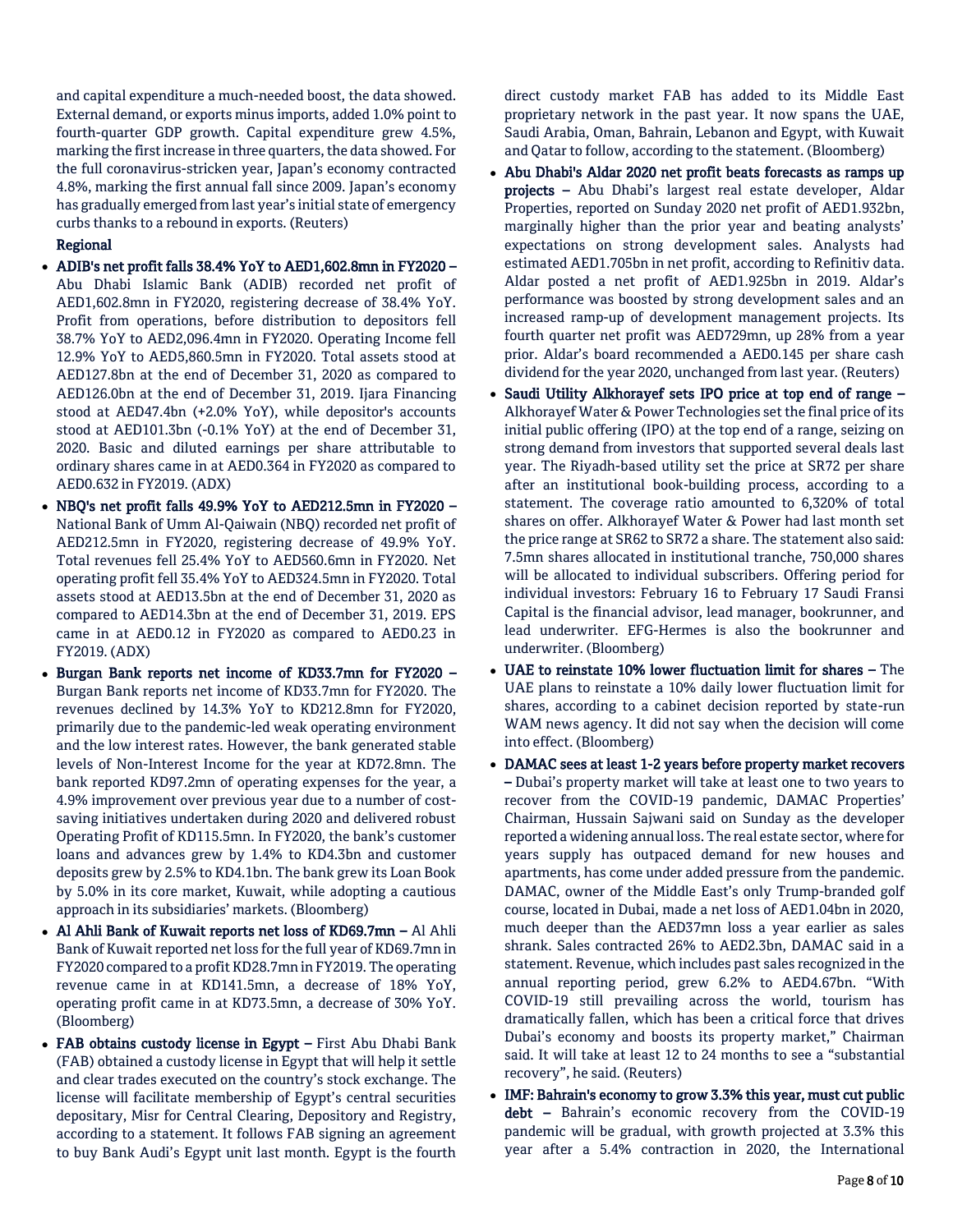and capital expenditure a much-needed boost, the data showed. External demand, or exports minus imports, added 1.0% point to fourth-quarter GDP growth. Capital expenditure grew 4.5%, marking the first increase in three quarters, the data showed. For the full coronavirus-stricken year, Japan's economy contracted 4.8%, marking the first annual fall since 2009. Japan's economy has gradually emerged from last year's initial state of emergency curbs thanks to a rebound in exports. (Reuters)

## Regional

- **ADIB's net profit falls 38.4% YoY to AED1,602.8mn in FY2020 –** Abu Dhabi Islamic Bank (ADIB) recorded net profit of AED1,602.8mn in FY2020, registering decrease of 38.4% YoY. Profit from operations, before distribution to depositors fell 38.7% YoY to AED2,096.4mn in FY2020. Operating Income fell 12.9% YoY to AED5,860.5mn in FY2020. Total assets stood at AED127.8bn at the end of December 31, 2020 as compared to AED126.0bn at the end of December 31, 2019. Ijara Financing stood at AED47.4bn (+2.0% YoY), while depositor's accounts stood at AED101.3bn (-0.1% YoY) at the end of December 31, 2020. Basic and diluted earnings per share attributable to ordinary shares came in at AED0.364 in FY2020 as compared to AED0.632 in FY2019. (ADX)
- **NBQ's net profit falls 49.9% YoY to AED212.5mn in FY2020 –** National Bank of Umm Al-Qaiwain (NBQ) recorded net profit of AED212.5mn in FY2020, registering decrease of 49.9% YoY. Total revenues fell 25.4% YoY to AED560.6mn in FY2020. Net operating profit fell 35.4% YoY to AED324.5mn in FY2020. Total assets stood at AED13.5bn at the end of December 31, 2020 as compared to AED14.3bn at the end of December 31, 2019. EPS came in at AED0.12 in FY2020 as compared to AED0.23 in FY2019. (ADX)
- **Burgan Bank reports net income of KD33.7mn for FY2020 –** Burgan Bank reports net income of KD33.7mn for FY2020. The revenues declined by 14.3% YoY to KD212.8mn for FY2020, primarily due to the pandemic-led weak operating environment and the low interest rates. However, the bank generated stable levels of Non-Interest Income for the year at KD72.8mn. The bank reported KD97.2mn of operating expenses for the year, a 4.9% improvement over previous year due to a number of cost-saving initiatives undertaken during 2020 and delivered robust Operating Profit of KD115.5mn. In FY2020, the bank's customer loans and advances grew by 1.4% to KD4.3bn and customer deposits grew by 2.5% to KD4.1bn. The bank grew its Loan Book by 5.0% in its core market, Kuwait, while adopting a cautious approach in its subsidiaries' markets. (Bloomberg)
- **Al Ahli Bank of Kuwait reports net loss of KD69.7mn –** Al Ahli Bank of Kuwait reported net loss for the full year of KD69.7mn in FY2020 compared to a profit KD28.7mn in FY2019. The operating revenue came in at KD141.5mn, a decrease of 18% YoY, operating profit came in at KD73.5mn, a decrease of 30% YoY. (Bloomberg)
- **FAB obtains custody license in Egypt –** First Abu Dhabi Bank (FAB) obtained a custody license in Egypt that will help it settle and clear trades executed on the country's stock exchange. The license will facilitate membership of Egypt's central securities depositary, Misr for Central Clearing, Depository and Registry, according to a statement. It follows FAB signing an agreement to buy Bank Audi's Egypt unit last month. Egypt is the fourth direct custody market FAB has added to its Middle East proprietary network in the past year. It now spans the UAE, Saudi Arabia, Oman, Bahrain, Lebanon and Egypt, with Kuwait and Qatar to follow, according to the statement. (Bloomberg)
- **Abu Dhabi's Aldar 2020 net profit beats forecasts as ramps up projects –** Abu Dhabi's largest real estate developer, Aldar Properties, reported on Sunday 2020 net profit of AED1.932bn, marginally higher than the prior year and beating analysts' expectations on strong development sales. Analysts had estimated AED1.705bn in net profit, according to Refinitiv data. Aldar posted a net profit of AED1.925bn in 2019. Aldar's performance was boosted by strong development sales and an increased ramp-up of development management projects. Its fourth quarter net profit was AED729mn, up 28% from a year prior. Aldar's board recommended a AED0.145 per share cash dividend for the year 2020, unchanged from last year. (Reuters)
- **Saudi Utility Alkhorayef sets IPO price at top end of range –** Alkhorayef Water & Power Technologies set the final price of its initial public offering (IPO) at the top end of a range, seizing on strong demand from investors that supported several deals last year. The Riyadh-based utility set the price at SR72 per share after an institutional book-building process, according to a statement. The coverage ratio amounted to 6,320% of total shares on offer. Alkhorayef Water & Power had last month set the price range at SR62 to SR72 a share. The statement also said: 7.5mn shares allocated in institutional tranche, 750,000 shares will be allocated to individual subscribers. Offering period for individual investors: February 16 to February 17 Saudi Fransi Capital is the financial advisor, lead manager, bookrunner, and lead underwriter. EFG-Hermes is also the bookrunner and underwriter. (Bloomberg)
- **UAE to reinstate 10% lower fluctuation limit for shares –** The UAE plans to reinstate a 10% daily lower fluctuation limit for shares, according to a cabinet decision reported by state-run WAM news agency. It did not say when the decision will come into effect. (Bloomberg)
- **DAMAC sees at least 1-2 years before property market recovers –** Dubai's property market will take at least one to two years to recover from the COVID-19 pandemic, DAMAC Properties' Chairman, Hussain Sajwani said on Sunday as the developer reported a widening annual loss. The real estate sector, where for years supply has outpaced demand for new houses and apartments, has come under added pressure from the pandemic. DAMAC, owner of the Middle East's only Trump-branded golf course, located in Dubai, made a net loss of AED1.04bn in 2020, much deeper than the AED37mn loss a year earlier as sales shrank. Sales contracted 26% to AED2.3bn, DAMAC said in a statement. Revenue, which includes past sales recognized in the annual reporting period, grew 6.2% to AED4.67bn. "With COVID-19 still prevailing across the world, tourism has dramatically fallen, which has been a critical force that drives Dubai's economy and boosts its property market," Chairman said. It will take at least 12 to 24 months to see a "substantial recovery", he said. (Reuters)
- **IMF: Bahrain's economy to grow 3.3% this year, must cut public debt –** Bahrain's economic recovery from the COVID-19 pandemic will be gradual, with growth projected at 3.3% this year after a 5.4% contraction in 2020, the International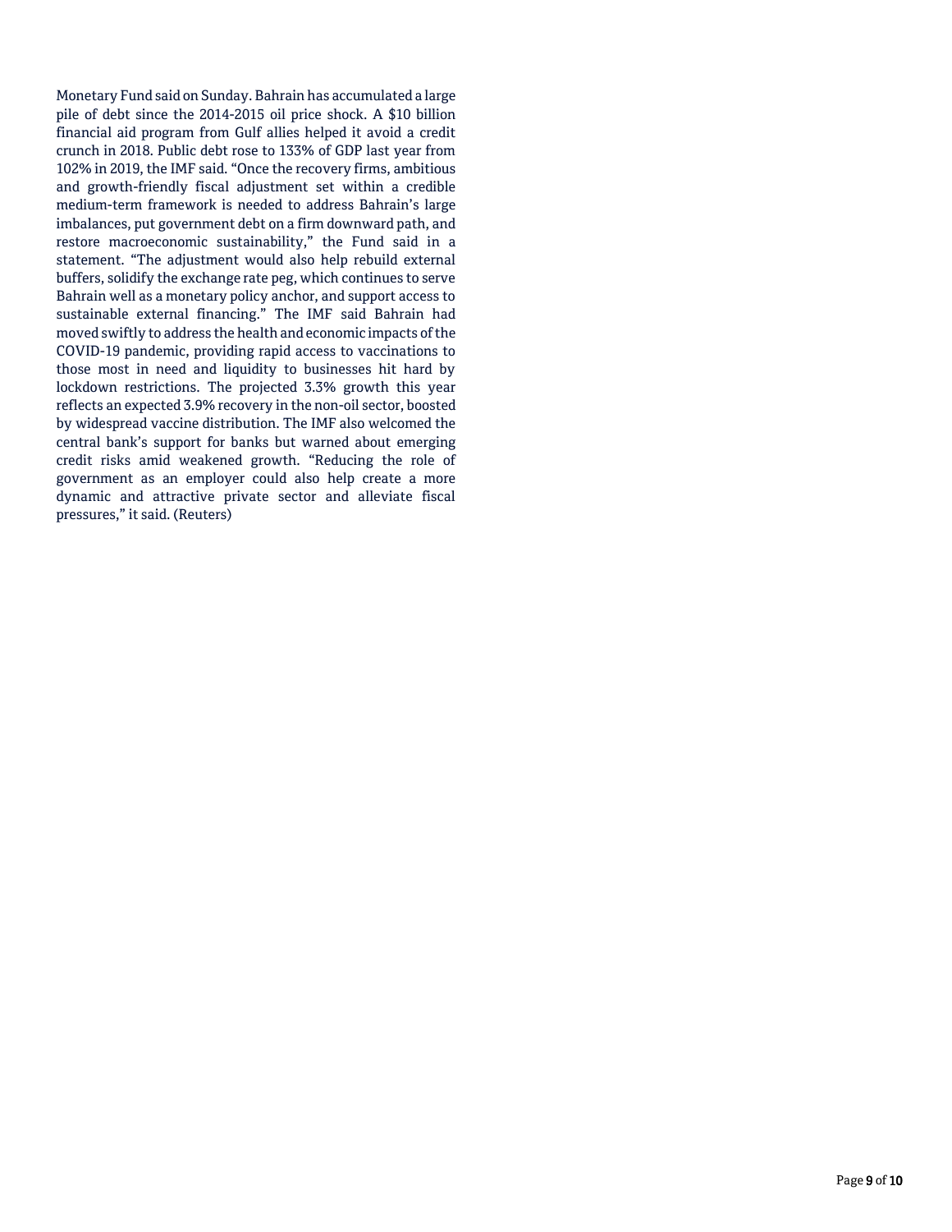Monetary Fund said on Sunday. Bahrain has accumulated a large pile of debt since the 2014-2015 oil price shock. A $10 billion financial aid program from Gulf allies helped it avoid a credit crunch in 2018. Public debt rose to 133% of GDP last year from 102% in 2019, the IMF said. “Once the recovery firms, ambitious and growth-friendly fiscal adjustment set within a credible medium-term framework is needed to address Bahrain’s large imbalances, put government debt on a firm downward path, and restore macroeconomic sustainability,” the Fund said in a statement. “The adjustment would also help rebuild external buffers, solidify the exchange rate peg, which continues to serve Bahrain well as a monetary policy anchor, and support access to sustainable external financing.” The IMF said Bahrain had moved swiftly to address the health and economic impacts of the COVID-19 pandemic, providing rapid access to vaccinations to those most in need and liquidity to businesses hit hard by lockdown restrictions. The projected 3.3% growth this year reflects an expected 3.9% recovery in the non-oil sector, boosted by widespread vaccine distribution. The IMF also welcomed the central bank’s support for banks but warned about emerging credit risks amid weakened growth. “Reducing the role of government as an employer could also help create a more dynamic and attractive private sector and alleviate fiscal pressures,” it said. (Reuters)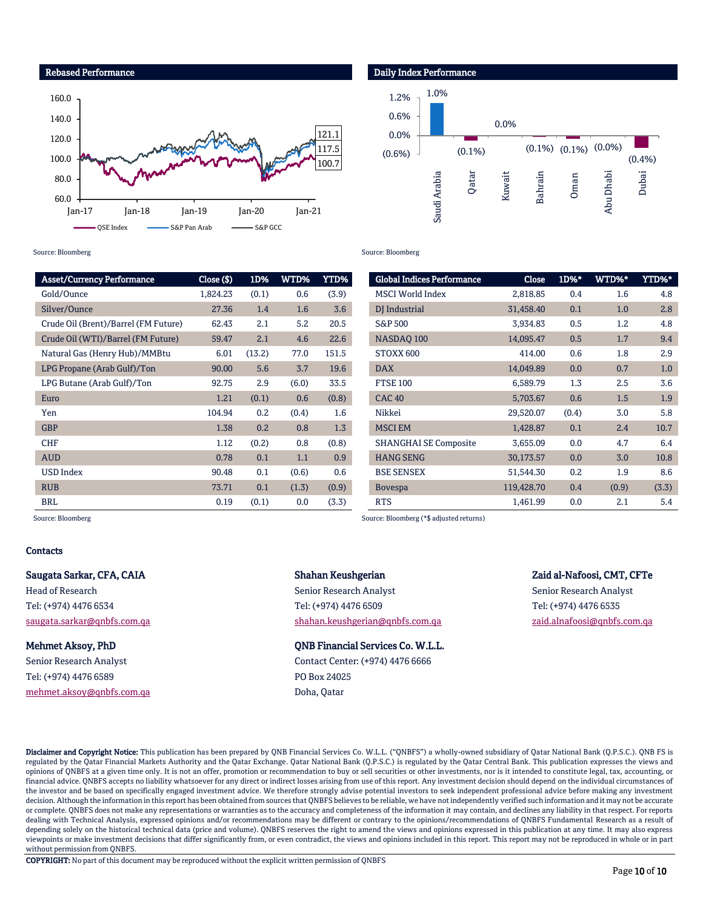## Rebased Performance

160.0
140.0
120.0
100.0
80.0
60.0

Jan-17 Jan-18 Jan-19 Jan-20 Jan-21

121.1
117.5
100.7

QSE Index S&P Pan Arab S&P GCC

Source: Bloomberg

## Daily Index Performance

1.2%
0.6%
0.0%
(0.6%)

1.0% (0.1%) 0.0% (0.1%) (0.1%) (0.0%) (0.4%)

Saudi Arabia Qatar Kuwait Bahrain Oman Abu Dhabi Dubai

Source: Bloomberg

| Asset/Currency Performance | Close ($) | 1D% | WTD% | YTD% |
|---|---|---|---|---|
| Gold/Ounce | 1,824.23 | (0.1) | 0.6 | (3.9) |
| Silver/Ounce | 27.36 | 1.4 | 1.6 | 3.6 |
| Crude Oil (Brent)/Barrel (FM Future) | 62.43 | 2.1 | 5.2 | 20.5 |
| Crude Oil (WTI)/Barrel (FM Future) | 59.47 | 2.1 | 4.6 | 22.6 |
| Natural Gas (Henry Hub)/MMBtu | 6.01 | (13.2) | 77.0 | 151.5 |
| LPG Propane (Arab Gulf)/Ton | 90.00 | 5.6 | 3.7 | 19.6 |
| LPG Butane (Arab Gulf)/Ton | 92.75 | 2.9 | (6.0) | 33.5 |
| Euro | 1.21 | (0.1) | 0.6 | (0.8) |
| Yen | 104.94 | 0.2 | (0.4) | 1.6 |
| GBP | 1.38 | 0.2 | 0.8 | 1.3 |
| CHF | 1.12 | (0.2) | 0.8 | (0.8) |
| AUD | 0.78 | 0.1 | 1.1 | 0.9 |
| USD Index | 90.48 | 0.1 | (0.6) | 0.6 |
| RUB | 73.71 | 0.1 | (1.3) | (0.9) |
| BRL | 0.19 | (0.1) | 0.0 | (3.3) |

Source: Bloomberg

| Global Indices Performance | Close | 1D%* | WTD%* | YTD%* |
|---|---|---|---|---|
| MSCI World Index | 2,818.85 | 0.4 | 1.6 | 4.8 |
| DJ Industrial | 31,458.40 | 0.1 | 1.0 | 2.8 |
| S&P 500 | 3,934.83 | 0.5 | 1.2 | 4.8 |
| NASDAQ 100 | 14,095.47 | 0.5 | 1.7 | 9.4 |
| STOXX 600 | 414.00 | 0.6 | 1.8 | 2.9 |
| DAX | 14,049.89 | 0.0 | 0.7 | 1.0 |
| FTSE 100 | 6,589.79 | 1.3 | 2.5 | 3.6 |
| CAC 40 | 5,703.67 | 0.6 | 1.5 | 1.9 |
| Nikkei | 29,520.07 | (0.4) | 3.0 | 5.8 |
| MSCI EM | 1,428.87 | 0.1 | 2.4 | 10.7 |
| SHANGHAI SE Composite | 3,655.09 | 0.0 | 4.7 | 6.4 |
| HANG SENG | 30,173.57 | 0.0 | 3.0 | 10.8 |
| BSE SENSEX | 51,544.30 | 0.2 | 1.9 | 8.6 |
| Bovespa | 119,428.70 | 0.4 | (0.9) | (3.3) |
| RTS | 1,461.99 | 0.0 | 2.1 | 5.4 |

Source: Bloomberg (*$ adjusted returns)

### Contacts

**Saugata Sarkar, CFA, CAIA**
Head of Research
Tel: (+974) 4476 6534
saugata.sarkar@qnbfs.com.qa

**Shahan Keushgerian**
Senior Research Analyst
Tel: (+974) 4476 6509
shahan.keushgerian@qnbfs.com.qa

**Zaid al-Nafoosi, CMT, CFTe**
Senior Research Analyst
Tel: (+974) 4476 6535
zaid.alnafoosi@qnbfs.com.qa

**Mehmet Aksoy, PhD**
Senior Research Analyst
Tel: (+974) 4476 6589
mehmet.aksoy@qnbfs.com.qa

**QNB Financial Services Co. W.L.L.**
Contact Center: (+974) 4476 6666
PO Box 24025
Doha, Qatar

**Disclaimer and Copyright Notice:** This publication has been prepared by QNB Financial Services Co. W.L.L. ("QNBFS") a wholly-owned subsidiary of Qatar National Bank (Q.P.S.C.). QNB FS is regulated by the Qatar Financial Markets Authority and the Qatar Exchange. Qatar National Bank (Q.P.S.C.) is regulated by the Qatar Central Bank. This publication expresses the views and opinions of QNBFS at a given time only. It is not an offer, promotion or recommendation to buy or sell securities or other investments, nor is it intended to constitute legal, tax, accounting, or financial advice. QNBFS accepts no liability whatsoever for any direct or indirect losses arising from use of this report. Any investment decision should depend on the individual circumstances of the investor and be based on specifically engaged investment advice. We therefore strongly advise potential investors to seek independent professional advice before making any investment decision. Although the information in this report has been obtained from sources that QNBFS believes to be reliable, we have not independently verified such information and it may not be accurate or complete. QNBFS does not make any representations or warranties as to the accuracy and completeness of the information it may contain, and declines any liability in that respect. For reports dealing with Technical Analysis, expressed opinions and/or recommendations may be different or contrary to the opinions/recommendations of QNBFS Fundamental Research as a result of depending solely on the historical technical data (price and volume). QNBFS reserves the right to amend the views and opinions expressed in this publication at any time. It may also express viewpoints or make investment decisions that differ significantly from, or even contradict, the views and opinions included in this report. This report may not be reproduced in whole or in part without permission from QNBFS.

**COPYRIGHT:** No part of this document may be reproduced without the explicit written permission of QNBFS